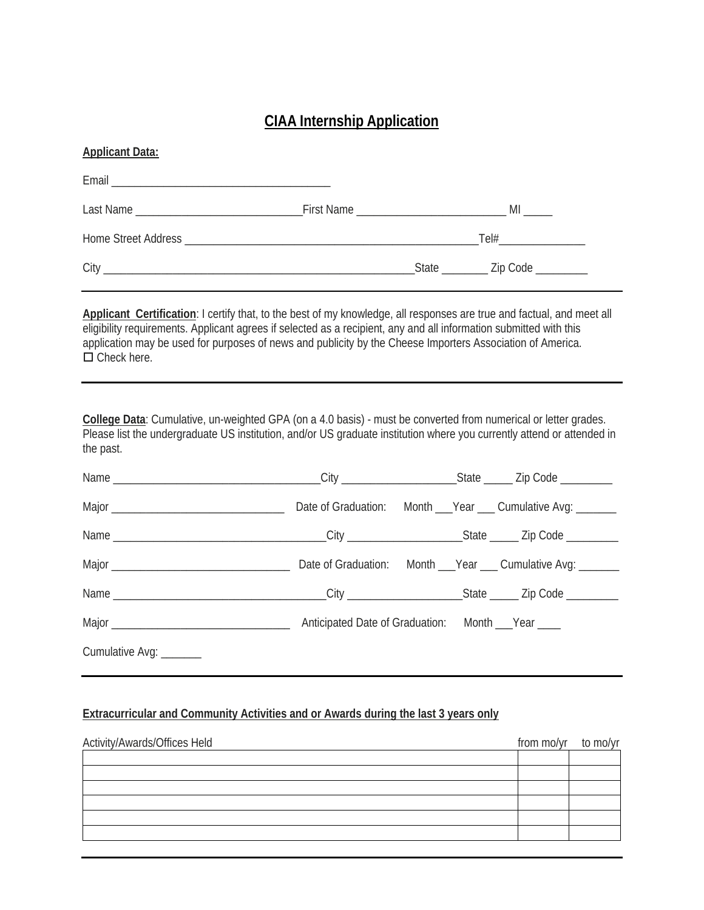# CIAA Internship Application

**Applicant Data:**

Email ______________________________________

Last Name _____________________________First Name __________________________ MI _____

Home Street Address ___________________________________________________Tel#_______________

City ________________________________________________________State ________ Zip Code _________

---

**Applicant Certification**: I certify that, to the best of my knowledge, all responses are true and factual, and meet all eligibility requirements. Applicant agrees if selected as a recipient, any and all information submitted with this application may be used for purposes of news and publicity by the Cheese Importers Association of America.
☐ Check here.

---

**College Data**: Cumulative, un-weighted GPA (on a 4.0 basis) - must be converted from numerical or letter grades. Please list the undergraduate US institution, and/or US graduate institution where you currently attend or attended in the past.

Name ____________________________________City ____________________State _____ Zip Code _________

Major ______________________________ Date of Graduation: Month ___Year ___ Cumulative Avg: _______

Name _____________________________________City ____________________State _____ Zip Code _________

Major _______________________________ Date of Graduation: Month ___Year ___ Cumulative Avg: _______

Name _____________________________________City ____________________State _____ Zip Code _________

Major _______________________________ Anticipated Date of Graduation: Month ___Year ____

Cumulative Avg: _______

---

**Extracurricular and Community Activities and or Awards during the last 3 years only**

| Activity/Awards/Offices Held | from mo/yr | to mo/yr |
|---|---|---|
| | | |
| | | |
| | | |
| | | |
| | | |
| | | |

---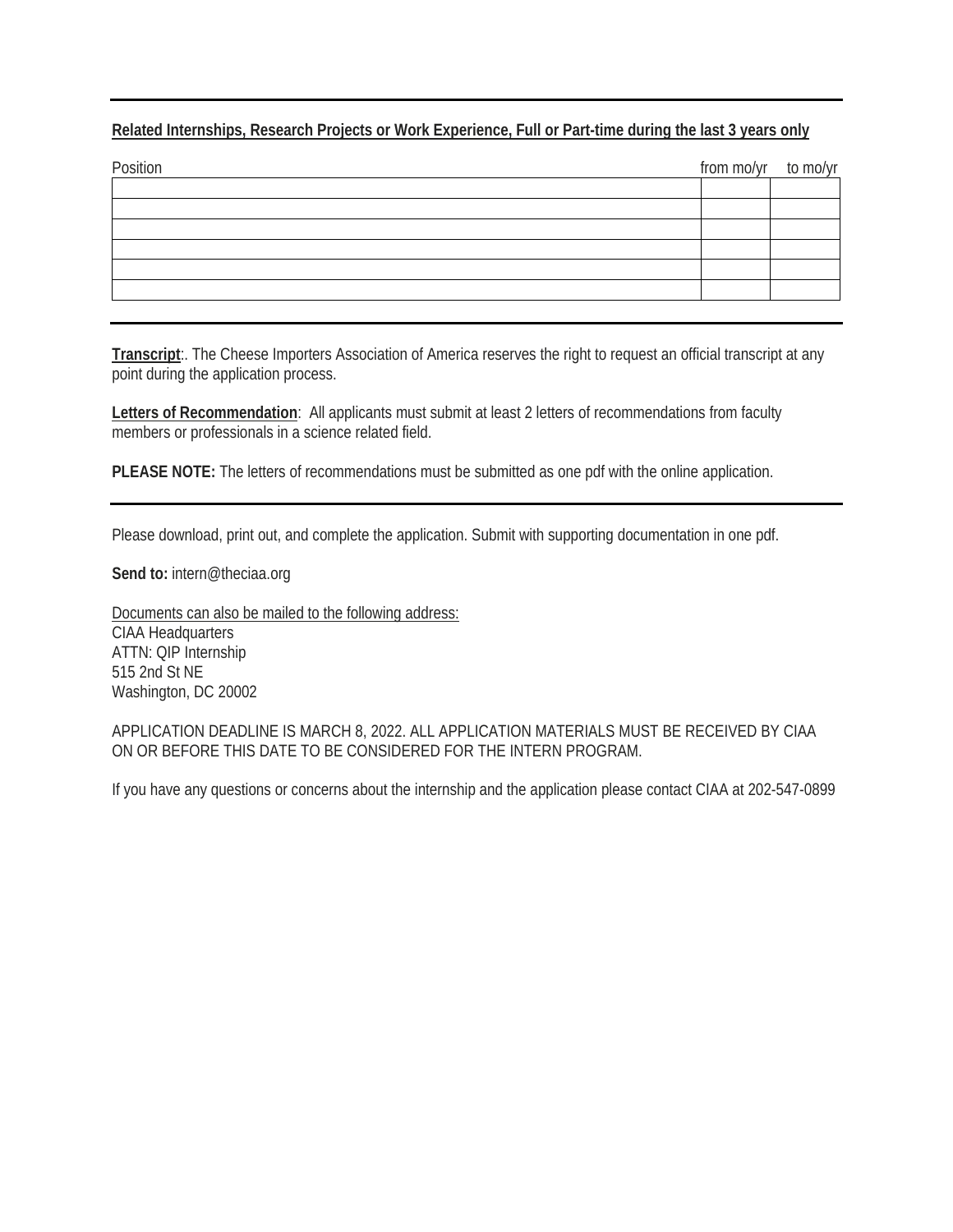**Related Internships, Research Projects or Work Experience, Full or Part-time during the last 3 years only**

| Position | from mo/yr | to mo/yr |
|---|---|---|
| | | |
| | | |
| | | |
| | | |
| | | |
| | | |

**Transcript**:. The Cheese Importers Association of America reserves the right to request an official transcript at any point during the application process.

**Letters of Recommendation**: All applicants must submit at least 2 letters of recommendations from faculty members or professionals in a science related field.

**PLEASE NOTE:** The letters of recommendations must be submitted as one pdf with the online application.

---

Please download, print out, and complete the application. Submit with supporting documentation in one pdf.

**Send to:** intern@theciaa.org

Documents can also be mailed to the following address:
CIAA Headquarters
ATTN: QIP Internship
515 2nd St NE
Washington, DC 20002

APPLICATION DEADLINE IS MARCH 8, 2022. ALL APPLICATION MATERIALS MUST BE RECEIVED BY CIAA ON OR BEFORE THIS DATE TO BE CONSIDERED FOR THE INTERN PROGRAM.

If you have any questions or concerns about the internship and the application please contact CIAA at 202-547-0899